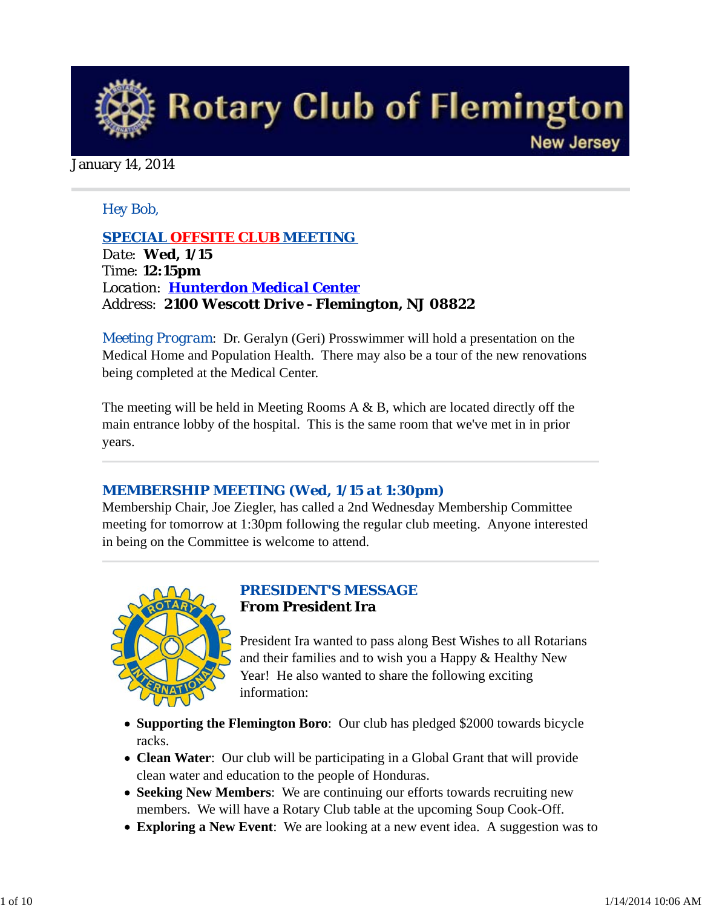# Rotary Club of Flemington

New Jersey

January 14, 2014

Hey Bob,

## SPECIAL OFFSITE CLUB MEETING

Date: **Wed, 1/15**
Time: **12:15pm**
Location: **Hunterdon Medical Center**
Address: **2100 Wescott Drive - Flemington, NJ 08822**

Meeting Program: Dr. Geralyn (Geri) Prosswimmer will hold a presentation on the Medical Home and Population Health. There may also be a tour of the new renovations being completed at the Medical Center.

The meeting will be held in Meeting Rooms A & B, which are located directly off the main entrance lobby of the hospital. This is the same room that we've met in in prior years.

## MEMBERSHIP MEETING (Wed, 1/15 at 1:30pm)

Membership Chair, Joe Ziegler, has called a 2nd Wednesday Membership Committee meeting for tomorrow at 1:30pm following the regular club meeting. Anyone interested in being on the Committee is welcome to attend.

## PRESIDENT'S MESSAGE

**From President Ira**

President Ira wanted to pass along Best Wishes to all Rotarians and their families and to wish you a Happy & Healthy New Year! He also wanted to share the following exciting information:

- **Supporting the Flemington Boro**: Our club has pledged $2000 towards bicycle racks.
- **Clean Water**: Our club will be participating in a Global Grant that will provide clean water and education to the people of Honduras.
- **Seeking New Members**: We are continuing our efforts towards recruiting new members. We will have a Rotary Club table at the upcoming Soup Cook-Off.
- **Exploring a New Event**: We are looking at a new event idea. A suggestion was to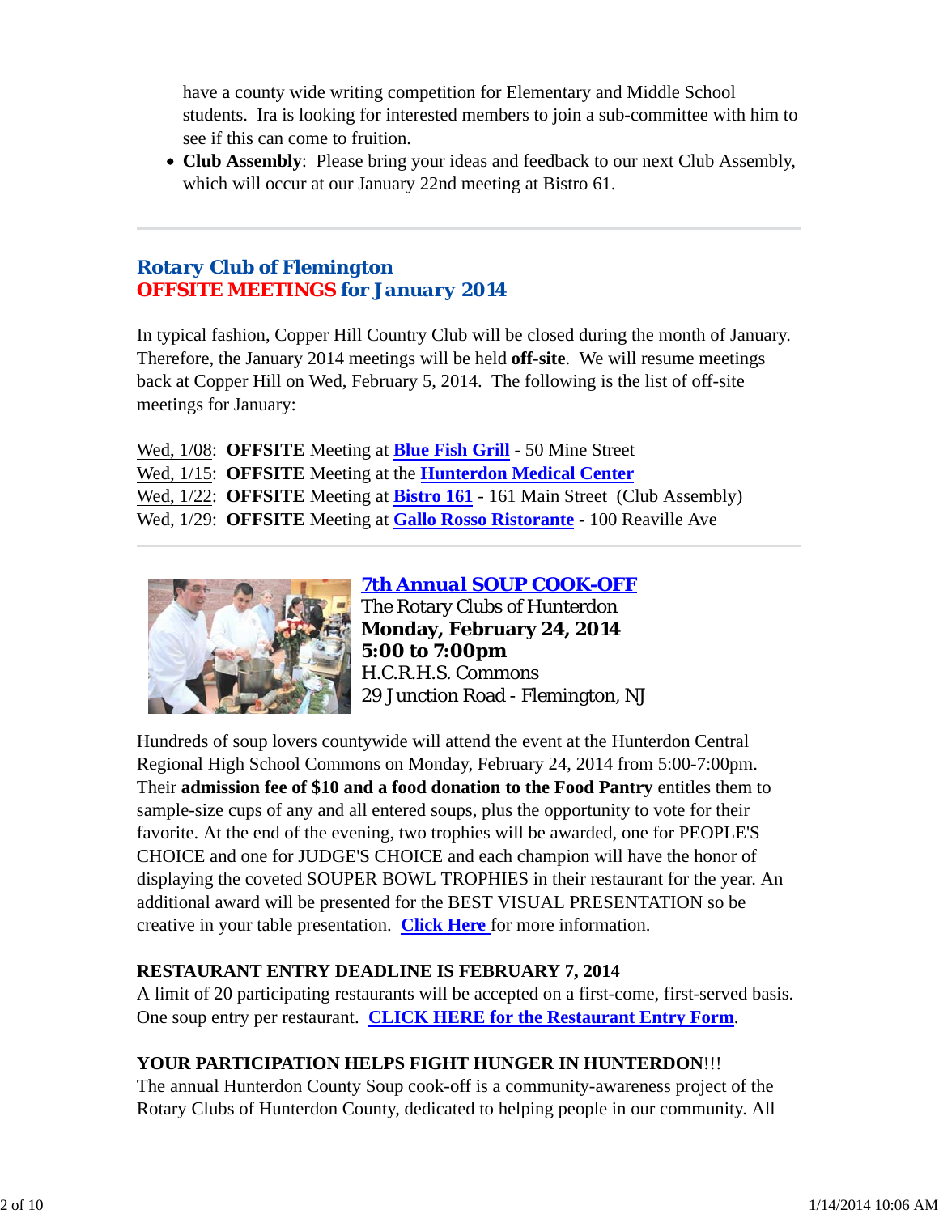have a county wide writing competition for Elementary and Middle School students. Ira is looking for interested members to join a sub-committee with him to see if this can come to fruition.

- **Club Assembly**: Please bring your ideas and feedback to our next Club Assembly, which will occur at our January 22nd meeting at Bistro 61.

---

## Rotary Club of Flemington
## OFFSITE MEETINGS for January 2014

In typical fashion, Copper Hill Country Club will be closed during the month of January. Therefore, the January 2014 meetings will be held **off-site**. We will resume meetings back at Copper Hill on Wed, February 5, 2014. The following is the list of off-site meetings for January:

Wed, 1/08: **OFFSITE** Meeting at **Blue Fish Grill** - 50 Mine Street
Wed, 1/15: **OFFSITE** Meeting at the **Hunterdon Medical Center**
Wed, 1/22: **OFFSITE** Meeting at **Bistro 161** - 161 Main Street (Club Assembly)
Wed, 1/29: **OFFSITE** Meeting at **Gallo Rosso Ristorante** - 100 Reaville Ave

---

## 7th Annual SOUP COOK-OFF

The Rotary Clubs of Hunterdon
**Monday, February 24, 2014**
**5:00 to 7:00pm**
H.C.R.H.S. Commons
29 Junction Road - Flemington, NJ

Hundreds of soup lovers countywide will attend the event at the Hunterdon Central Regional High School Commons on Monday, February 24, 2014 from 5:00-7:00pm. Their **admission fee of $10 and a food donation to the Food Pantry** entitles them to sample-size cups of any and all entered soups, plus the opportunity to vote for their favorite. At the end of the evening, two trophies will be awarded, one for PEOPLE'S CHOICE and one for JUDGE'S CHOICE and each champion will have the honor of displaying the coveted SOUPER BOWL TROPHIES in their restaurant for the year. An additional award will be presented for the BEST VISUAL PRESENTATION so be creative in your table presentation. **Click Here** for more information.

**RESTAURANT ENTRY DEADLINE IS FEBRUARY 7, 2014**
A limit of 20 participating restaurants will be accepted on a first-come, first-served basis. One soup entry per restaurant. **CLICK HERE for the Restaurant Entry Form**.

**YOUR PARTICIPATION HELPS FIGHT HUNGER IN HUNTERDON**!!!
The annual Hunterdon County Soup cook-off is a community-awareness project of the Rotary Clubs of Hunterdon County, dedicated to helping people in our community. All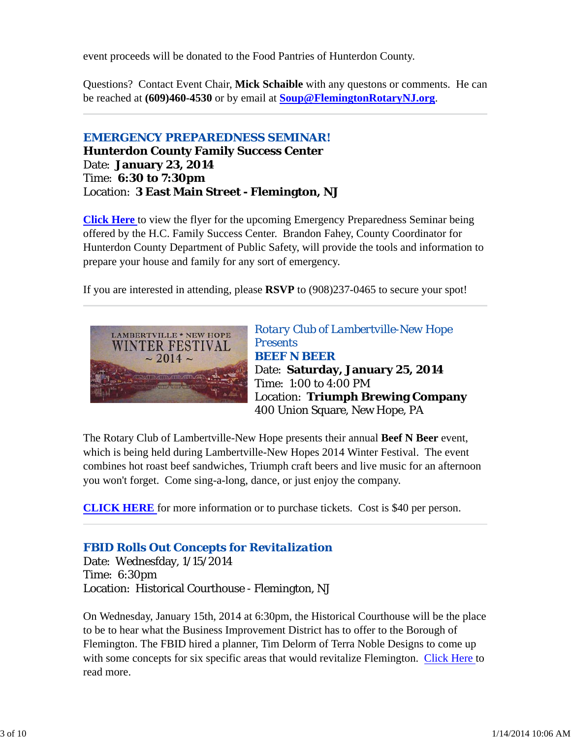event proceeds will be donated to the Food Pantries of Hunterdon County.

Questions? Contact Event Chair, **Mick Schaible** with any questons or comments. He can be reached at **(609)460-4530** or by email at **[Soup@FlemingtonRotaryNJ.org](mailto:Soup@FlemingtonRotaryNJ.org)**.

---

### *EMERGENCY PREPAREDNESS SEMINAR!*

**Hunterdon County Family Success Center**
Date: **January 23, 2014**
Time: **6:30 to 7:30pm**
Location: **3 East Main Street - Flemington, NJ**

**Click Here** to view the flyer for the upcoming Emergency Preparedness Seminar being offered by the H.C. Family Success Center. Brandon Fahey, County Coordinator for Hunterdon County Department of Public Safety, will provide the tools and information to prepare your house and family for any sort of emergency.

If you are interested in attending, please **RSVP** to (908)237-0465 to secure your spot!

---

*Rotary Club of Lambertville-New Hope Presents*
**BEEF N BEER**
Date: **Saturday, January 25, 2014**
Time: 1:00 to 4:00 PM
Location: **Triumph Brewing Company**
400 Union Square, New Hope, PA

The Rotary Club of Lambertville-New Hope presents their annual **Beef N Beer** event, which is being held during Lambertville-New Hopes 2014 Winter Festival. The event combines hot roast beef sandwiches, Triumph craft beers and live music for an afternoon you won't forget. Come sing-a-long, dance, or just enjoy the company.

**CLICK HERE** for more information or to purchase tickets. Cost is $40 per person.

---

### *FBID Rolls Out Concepts for Revitalization*

Date: Wednesfday, 1/15/2014
Time: 6:30pm
Location: Historical Courthouse - Flemington, NJ

On Wednesday, January 15th, 2014 at 6:30pm, the Historical Courthouse will be the place to be to hear what the Business Improvement District has to offer to the Borough of Flemington. The FBID hired a planner, Tim Delorm of Terra Noble Designs to come up with some concepts for six specific areas that would revitalize Flemington. Click Here to read more.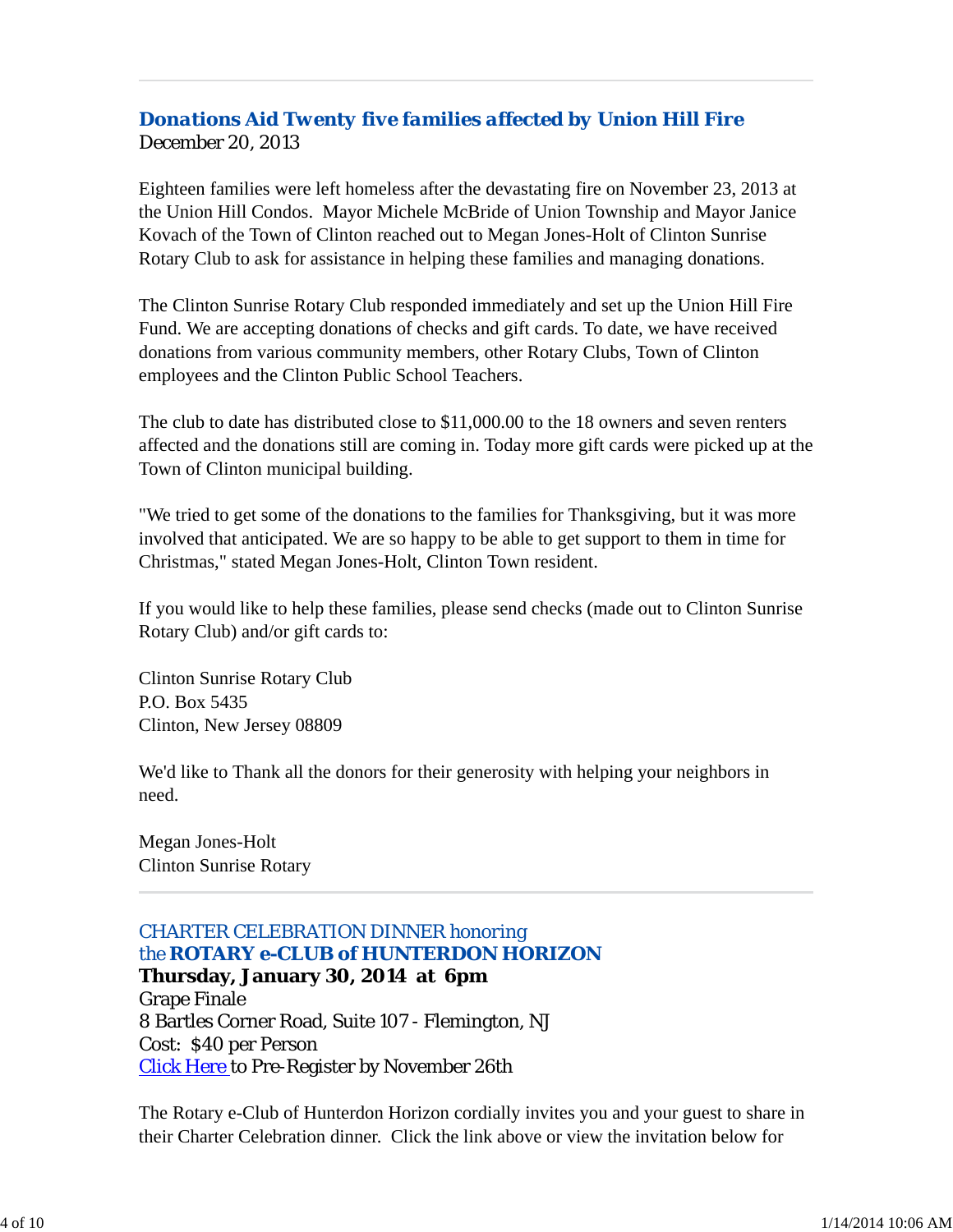---

### Donations Aid Twenty five families affected by Union Hill Fire

December 20, 2013

Eighteen families were left homeless after the devastating fire on November 23, 2013 at the Union Hill Condos.  Mayor Michele McBride of Union Township and Mayor Janice Kovach of the Town of Clinton reached out to Megan Jones-Holt of Clinton Sunrise Rotary Club to ask for assistance in helping these families and managing donations.

The Clinton Sunrise Rotary Club responded immediately and set up the Union Hill Fire Fund. We are accepting donations of checks and gift cards. To date, we have received donations from various community members, other Rotary Clubs, Town of Clinton employees and the Clinton Public School Teachers.

The club to date has distributed close to $11,000.00 to the 18 owners and seven renters affected and the donations still are coming in. Today more gift cards were picked up at the Town of Clinton municipal building.

"We tried to get some of the donations to the families for Thanksgiving, but it was more involved that anticipated. We are so happy to be able to get support to them in time for Christmas," stated Megan Jones-Holt, Clinton Town resident.

If you would like to help these families, please send checks (made out to Clinton Sunrise Rotary Club) and/or gift cards to:

Clinton Sunrise Rotary Club  
P.O. Box 5435  
Clinton, New Jersey 08809

We'd like to Thank all the donors for their generosity with helping your neighbors in need.

Megan Jones-Holt  
Clinton Sunrise Rotary

---

### CHARTER CELEBRATION DINNER honoring the **ROTARY e-CLUB of HUNTERDON HORIZON**

**Thursday, January 30, 2014  at  6pm**  
Grape Finale  
8 Bartles Corner Road, Suite 107 - Flemington, NJ  
Cost:  $40 per Person  
Click Here to Pre-Register by November 26th

The Rotary e-Club of Hunterdon Horizon cordially invites you and your guest to share in their Charter Celebration dinner.  Click the link above or view the invitation below for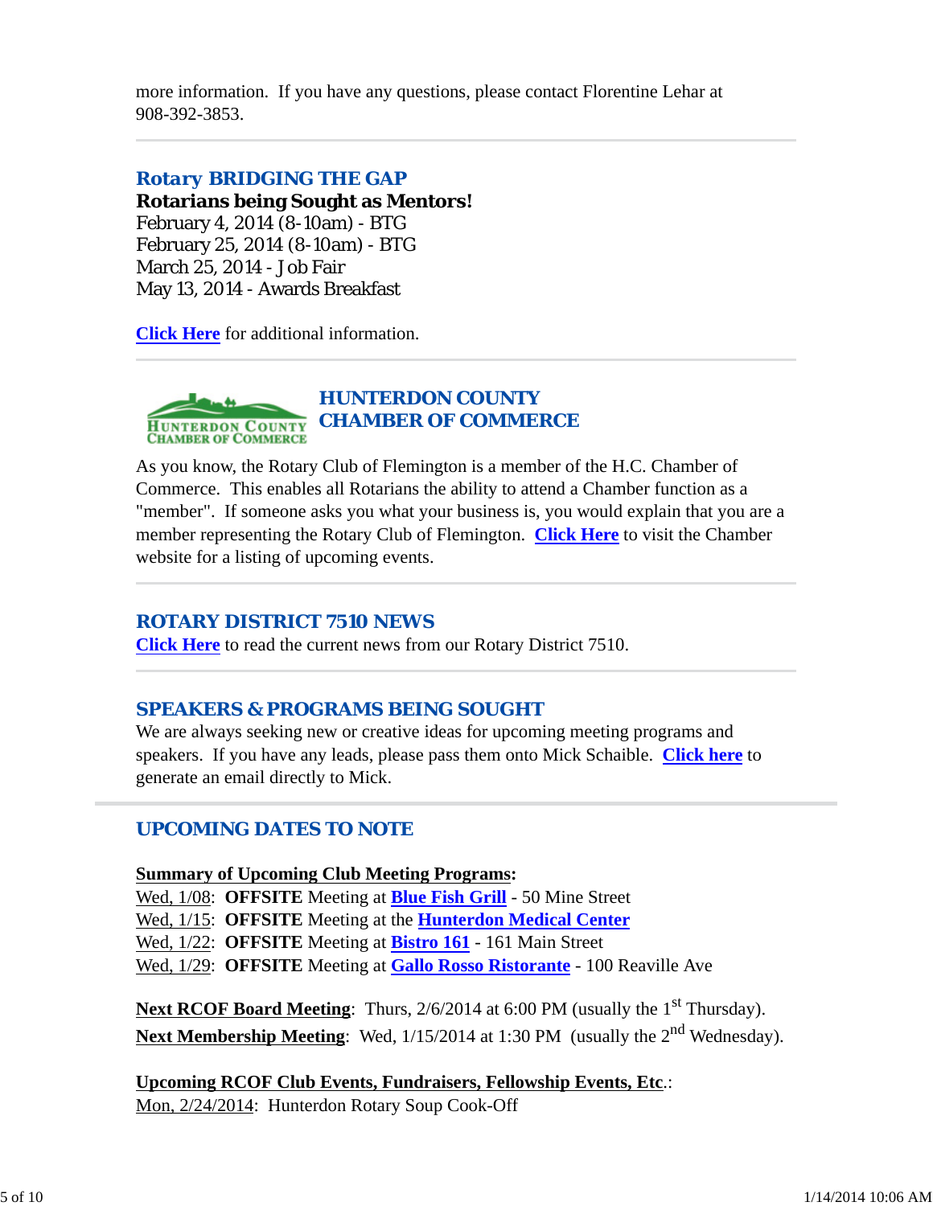more information. If you have any questions, please contact Florentine Lehar at 908-392-3853.

---

## Rotary BRIDGING THE GAP

**Rotarians being Sought as Mentors!**
February 4, 2014 (8-10am) - BTG
February 25, 2014 (8-10am) - BTG
March 25, 2014 - Job Fair
May 13, 2014 - Awards Breakfast

**Click Here** for additional information.

---

## HUNTERDON COUNTY CHAMBER OF COMMERCE

As you know, the Rotary Club of Flemington is a member of the H.C. Chamber of Commerce. This enables all Rotarians the ability to attend a Chamber function as a "member". If someone asks you what your business is, you would explain that you are a member representing the Rotary Club of Flemington. **Click Here** to visit the Chamber website for a listing of upcoming events.

---

## ROTARY DISTRICT 7510 NEWS

**Click Here** to read the current news from our Rotary District 7510.

---

## SPEAKERS & PROGRAMS BEING SOUGHT

We are always seeking new or creative ideas for upcoming meeting programs and speakers. If you have any leads, please pass them onto Mick Schaible. **Click here** to generate an email directly to Mick.

---

## UPCOMING DATES TO NOTE

**Summary of Upcoming Club Meeting Programs:**
Wed, 1/08: **OFFSITE** Meeting at **Blue Fish Grill** - 50 Mine Street
Wed, 1/15: **OFFSITE** Meeting at the **Hunterdon Medical Center**
Wed, 1/22: **OFFSITE** Meeting at **Bistro 161** - 161 Main Street
Wed, 1/29: **OFFSITE** Meeting at **Gallo Rosso Ristorante** - 100 Reaville Ave

**Next RCOF Board Meeting**: Thurs, 2/6/2014 at 6:00 PM (usually the 1st Thursday).
**Next Membership Meeting**: Wed, 1/15/2014 at 1:30 PM (usually the 2nd Wednesday).

**Upcoming RCOF Club Events, Fundraisers, Fellowship Events, Etc.**:
Mon, 2/24/2014: Hunterdon Rotary Soup Cook-Off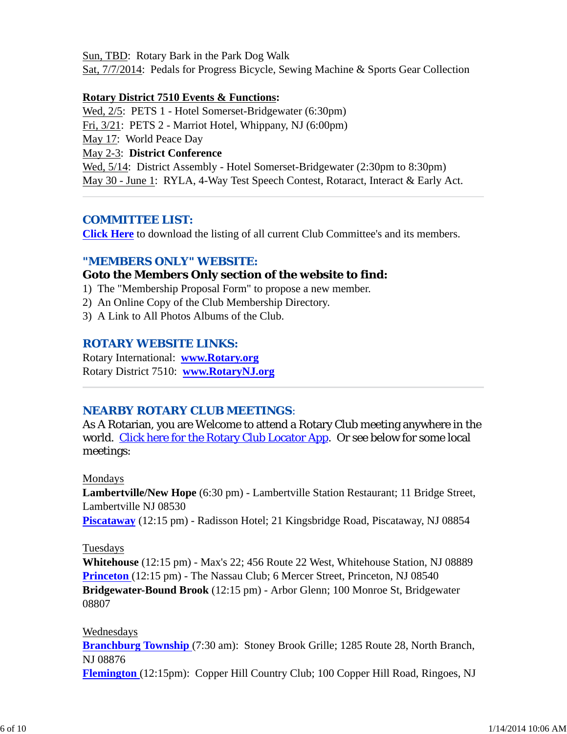Sun, TBD: Rotary Bark in the Park Dog Walk
Sat, 7/7/2014: Pedals for Progress Bicycle, Sewing Machine & Sports Gear Collection

**Rotary District 7510 Events & Functions:**
Wed, 2/5: PETS 1 - Hotel Somerset-Bridgewater (6:30pm)
Fri, 3/21: PETS 2 - Marriot Hotel, Whippany, NJ (6:00pm)
May 17: World Peace Day
May 2-3: **District Conference**
Wed, 5/14: District Assembly - Hotel Somerset-Bridgewater (2:30pm to 8:30pm)
May 30 - June 1: RYLA, 4-Way Test Speech Contest, Rotaract, Interact & Early Act.

---

## COMMITTEE LIST:

**Click Here** to download the listing of all current Club Committee's and its members.

## "MEMBERS ONLY" WEBSITE:

**Goto the Members Only section of the website to find:**

1) The "Membership Proposal Form" to propose a new member.
2) An Online Copy of the Club Membership Directory.
3) A Link to All Photos Albums of the Club.

## ROTARY WEBSITE LINKS:

Rotary International: **www.Rotary.org**
Rotary District 7510: **www.RotaryNJ.org**

---

## NEARBY ROTARY CLUB MEETINGS:

As A Rotarian, you are Welcome to attend a Rotary Club meeting anywhere in the world. Click here for the Rotary Club Locator App. Or see below for some local meetings:

Mondays
**Lambertville/New Hope** (6:30 pm) - Lambertville Station Restaurant; 11 Bridge Street, Lambertville NJ 08530
**Piscataway** (12:15 pm) - Radisson Hotel; 21 Kingsbridge Road, Piscataway, NJ 08854

Tuesdays
**Whitehouse** (12:15 pm) - Max's 22; 456 Route 22 West, Whitehouse Station, NJ 08889
**Princeton** (12:15 pm) - The Nassau Club; 6 Mercer Street, Princeton, NJ 08540
**Bridgewater-Bound Brook** (12:15 pm) - Arbor Glenn; 100 Monroe St, Bridgewater 08807

Wednesdays
**Branchburg Township** (7:30 am): Stoney Brook Grille; 1285 Route 28, North Branch, NJ 08876
**Flemington** (12:15pm): Copper Hill Country Club; 100 Copper Hill Road, Ringoes, NJ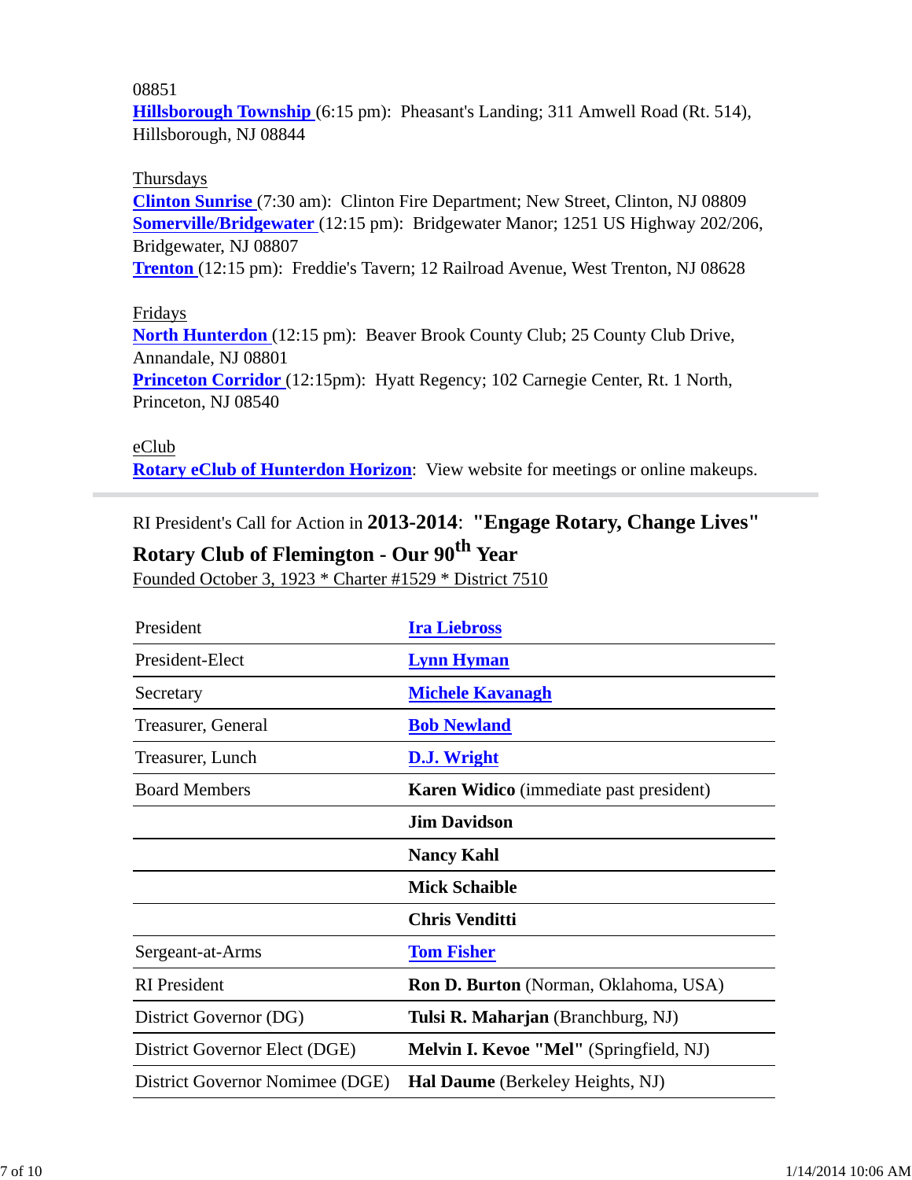08851
**Hillsborough Township** (6:15 pm): Pheasant's Landing; 311 Amwell Road (Rt. 514), Hillsborough, NJ 08844

Thursdays
**Clinton Sunrise** (7:30 am): Clinton Fire Department; New Street, Clinton, NJ 08809
**Somerville/Bridgewater** (12:15 pm): Bridgewater Manor; 1251 US Highway 202/206, Bridgewater, NJ 08807
**Trenton** (12:15 pm): Freddie's Tavern; 12 Railroad Avenue, West Trenton, NJ 08628

Fridays
**North Hunterdon** (12:15 pm): Beaver Brook County Club; 25 County Club Drive, Annandale, NJ 08801
**Princeton Corridor** (12:15pm): Hyatt Regency; 102 Carnegie Center, Rt. 1 North, Princeton, NJ 08540

eClub
**Rotary eClub of Hunterdon Horizon**: View website for meetings or online makeups.

---

RI President's Call for Action in **2013-2014**: **"Engage Rotary, Change Lives"**

**Rotary Club of Flemington - Our 90th Year**

Founded October 3, 1923 * Charter #1529 * District 7510

| | |
|---|---|
| President | **Ira Liebross** |
| President-Elect | **Lynn Hyman** |
| Secretary | **Michele Kavanagh** |
| Treasurer, General | **Bob Newland** |
| Treasurer, Lunch | **D.J. Wright** |
| Board Members | **Karen Widico** (immediate past president) |
| | **Jim Davidson** |
| | **Nancy Kahl** |
| | **Mick Schaible** |
| | **Chris Venditti** |
| Sergeant-at-Arms | **Tom Fisher** |
| RI President | **Ron D. Burton** (Norman, Oklahoma, USA) |
| District Governor (DG) | **Tulsi R. Maharjan** (Branchburg, NJ) |
| District Governor Elect (DGE) | **Melvin I. Kevoe "Mel"** (Springfield, NJ) |
| District Governor Nomimee (DGE) | **Hal Daume** (Berkeley Heights, NJ) |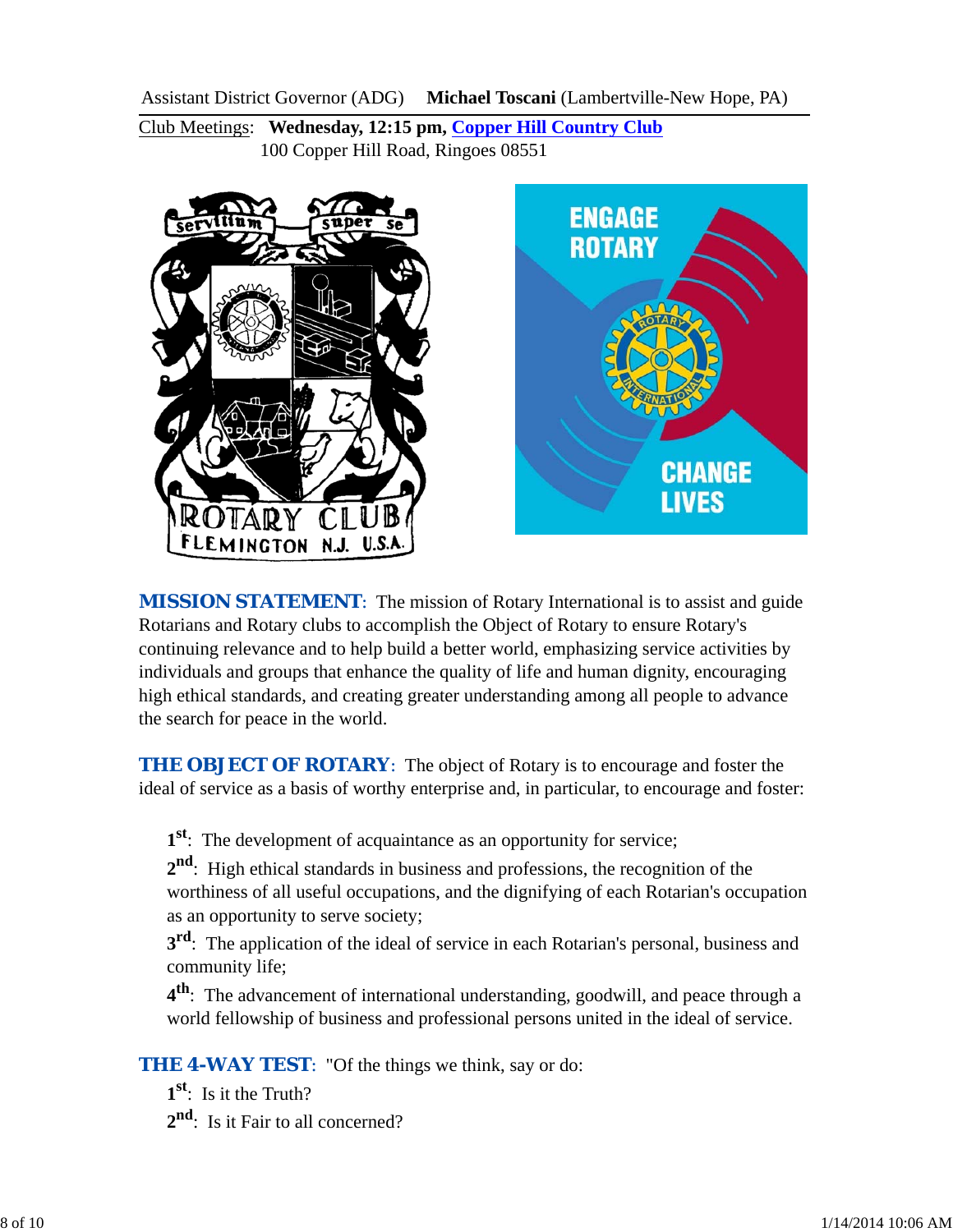Assistant District Governor (ADG) **Michael Toscani** (Lambertville-New Hope, PA)

Club Meetings: **Wednesday, 12:15 pm, Copper Hill Country Club**
100 Copper Hill Road, Ringoes 08551

**MISSION STATEMENT**: The mission of Rotary International is to assist and guide Rotarians and Rotary clubs to accomplish the Object of Rotary to ensure Rotary's continuing relevance and to help build a better world, emphasizing service activities by individuals and groups that enhance the quality of life and human dignity, encouraging high ethical standards, and creating greater understanding among all people to advance the search for peace in the world.

**THE OBJECT OF ROTARY**: The object of Rotary is to encourage and foster the ideal of service as a basis of worthy enterprise and, in particular, to encourage and foster:

**1st**: The development of acquaintance as an opportunity for service;

**2nd**: High ethical standards in business and professions, the recognition of the worthiness of all useful occupations, and the dignifying of each Rotarian's occupation as an opportunity to serve society;

**3rd**: The application of the ideal of service in each Rotarian's personal, business and community life;

**4th**: The advancement of international understanding, goodwill, and peace through a world fellowship of business and professional persons united in the ideal of service.

**THE 4-WAY TEST**: "Of the things we think, say or do:

**1st**: Is it the Truth?

**2nd**: Is it Fair to all concerned?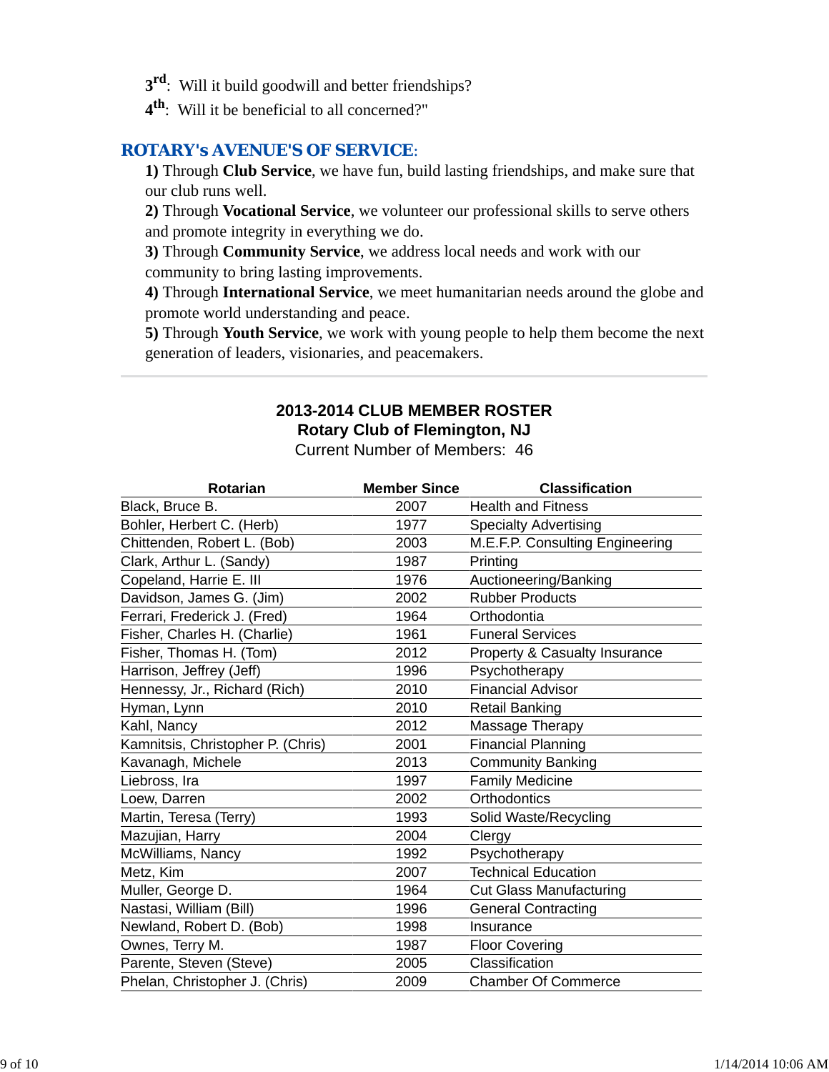**3rd**: Will it build goodwill and better friendships?
**4th**: Will it be beneficial to all concerned?"

## ROTARY's AVENUE'S OF SERVICE:

**1)** Through **Club Service**, we have fun, build lasting friendships, and make sure that our club runs well.
**2)** Through **Vocational Service**, we volunteer our professional skills to serve others and promote integrity in everything we do.
**3)** Through **Community Service**, we address local needs and work with our community to bring lasting improvements.
**4)** Through **International Service**, we meet humanitarian needs around the globe and promote world understanding and peace.
**5)** Through **Youth Service**, we work with young people to help them become the next generation of leaders, visionaries, and peacemakers.

---

**2013-2014 CLUB MEMBER ROSTER**
**Rotary Club of Flemington, NJ**
Current Number of Members: 46

| Rotarian | Member Since | Classification |
|---|---|---|
| Black, Bruce B. | 2007 | Health and Fitness |
| Bohler, Herbert C. (Herb) | 1977 | Specialty Advertising |
| Chittenden, Robert L. (Bob) | 2003 | M.E.F.P. Consulting Engineering |
| Clark, Arthur L. (Sandy) | 1987 | Printing |
| Copeland, Harrie E. III | 1976 | Auctioneering/Banking |
| Davidson, James G. (Jim) | 2002 | Rubber Products |
| Ferrari, Frederick J. (Fred) | 1964 | Orthodontia |
| Fisher, Charles H. (Charlie) | 1961 | Funeral Services |
| Fisher, Thomas H. (Tom) | 2012 | Property & Casualty Insurance |
| Harrison, Jeffrey (Jeff) | 1996 | Psychotherapy |
| Hennessy, Jr., Richard (Rich) | 2010 | Financial Advisor |
| Hyman, Lynn | 2010 | Retail Banking |
| Kahl, Nancy | 2012 | Massage Therapy |
| Kamnitsis, Christopher P. (Chris) | 2001 | Financial Planning |
| Kavanagh, Michele | 2013 | Community Banking |
| Liebross, Ira | 1997 | Family Medicine |
| Loew, Darren | 2002 | Orthodontics |
| Martin, Teresa (Terry) | 1993 | Solid Waste/Recycling |
| Mazujian, Harry | 2004 | Clergy |
| McWilliams, Nancy | 1992 | Psychotherapy |
| Metz, Kim | 2007 | Technical Education |
| Muller, George D. | 1964 | Cut Glass Manufacturing |
| Nastasi, William (Bill) | 1996 | General Contracting |
| Newland, Robert D. (Bob) | 1998 | Insurance |
| Ownes, Terry M. | 1987 | Floor Covering |
| Parente, Steven (Steve) | 2005 | Classification |
| Phelan, Christopher J. (Chris) | 2009 | Chamber Of Commerce |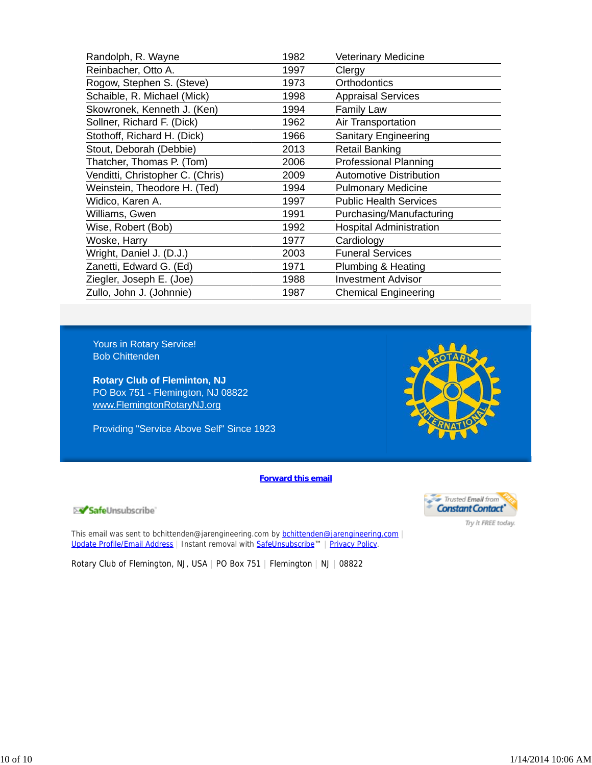| | | |
|---|---|---|
| Randolph, R. Wayne | 1982 | Veterinary Medicine |
| Reinbacher, Otto A. | 1997 | Clergy |
| Rogow, Stephen S. (Steve) | 1973 | Orthodontics |
| Schaible, R. Michael (Mick) | 1998 | Appraisal Services |
| Skowronek, Kenneth J. (Ken) | 1994 | Family Law |
| Sollner, Richard F. (Dick) | 1962 | Air Transportation |
| Stothoff, Richard H. (Dick) | 1966 | Sanitary Engineering |
| Stout, Deborah (Debbie) | 2013 | Retail Banking |
| Thatcher, Thomas P. (Tom) | 2006 | Professional Planning |
| Venditti, Christopher C. (Chris) | 2009 | Automotive Distribution |
| Weinstein, Theodore H. (Ted) | 1994 | Pulmonary Medicine |
| Widico, Karen A. | 1997 | Public Health Services |
| Williams, Gwen | 1991 | Purchasing/Manufacturing |
| Wise, Robert (Bob) | 1992 | Hospital Administration |
| Woske, Harry | 1977 | Cardiology |
| Wright, Daniel J. (D.J.) | 2003 | Funeral Services |
| Zanetti, Edward G. (Ed) | 1971 | Plumbing & Heating |
| Ziegler, Joseph E. (Joe) | 1988 | Investment Advisor |
| Zullo, John J. (Johnnie) | 1987 | Chemical Engineering |

Yours in Rotary Service!
Bob Chittenden

**Rotary Club of Fleminton, NJ**
PO Box 751 - Flemington, NJ 08822
www.FlemingtonRotaryNJ.org

Providing "Service Above Self" Since 1923

ROTARY INTERNATIONAL

**Forward this email**

SafeUnsubscribe

Trusted Email from Constant Contact
Try it FREE today.

This email was sent to bchittenden@jarengineering.com by bchittenden@jarengineering.com | Update Profile/Email Address | Instant removal with SafeUnsubscribe™ | Privacy Policy.

Rotary Club of Flemington, NJ, USA | PO Box 751 | Flemington | NJ | 08822